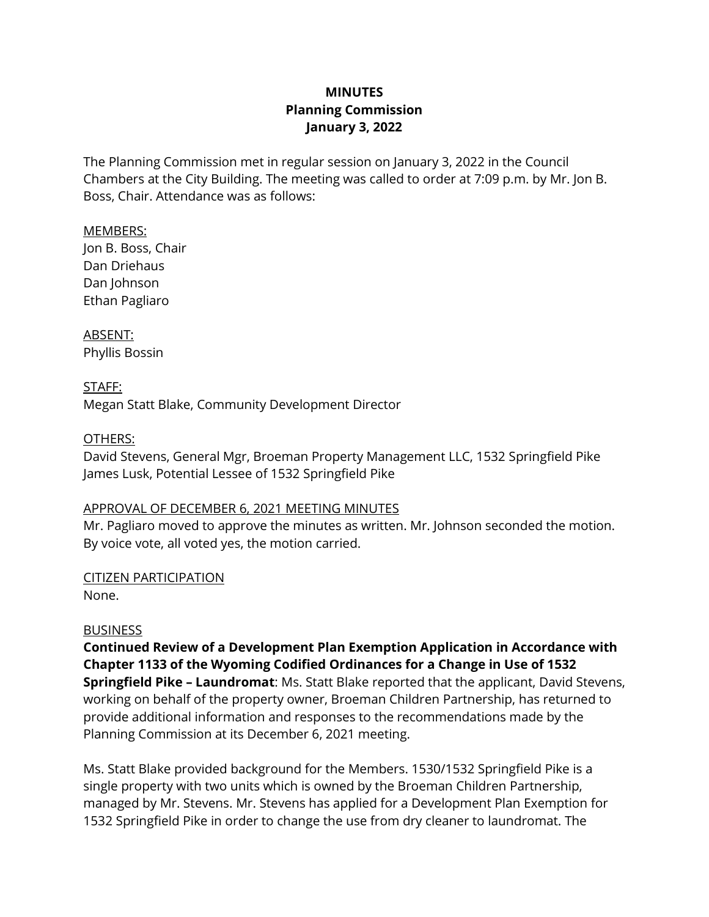# MINUTES
## Planning Commission
## January 3, 2022

The Planning Commission met in regular session on January 3, 2022 in the Council Chambers at the City Building. The meeting was called to order at 7:09 p.m. by Mr. Jon B. Boss, Chair. Attendance was as follows:

MEMBERS:
Jon B. Boss, Chair
Dan Driehaus
Dan Johnson
Ethan Pagliaro

ABSENT:
Phyllis Bossin

STAFF:
Megan Statt Blake, Community Development Director

OTHERS:
David Stevens, General Mgr, Broeman Property Management LLC, 1532 Springfield Pike
James Lusk, Potential Lessee of 1532 Springfield Pike

APPROVAL OF DECEMBER 6, 2021 MEETING MINUTES
Mr. Pagliaro moved to approve the minutes as written. Mr. Johnson seconded the motion. By voice vote, all voted yes, the motion carried.

CITIZEN PARTICIPATION
None.

BUSINESS
**Continued Review of a Development Plan Exemption Application in Accordance with Chapter 1133 of the Wyoming Codified Ordinances for a Change in Use of 1532 Springfield Pike – Laundromat**: Ms. Statt Blake reported that the applicant, David Stevens, working on behalf of the property owner, Broeman Children Partnership, has returned to provide additional information and responses to the recommendations made by the Planning Commission at its December 6, 2021 meeting.

Ms. Statt Blake provided background for the Members. 1530/1532 Springfield Pike is a single property with two units which is owned by the Broeman Children Partnership, managed by Mr. Stevens. Mr. Stevens has applied for a Development Plan Exemption for 1532 Springfield Pike in order to change the use from dry cleaner to laundromat. The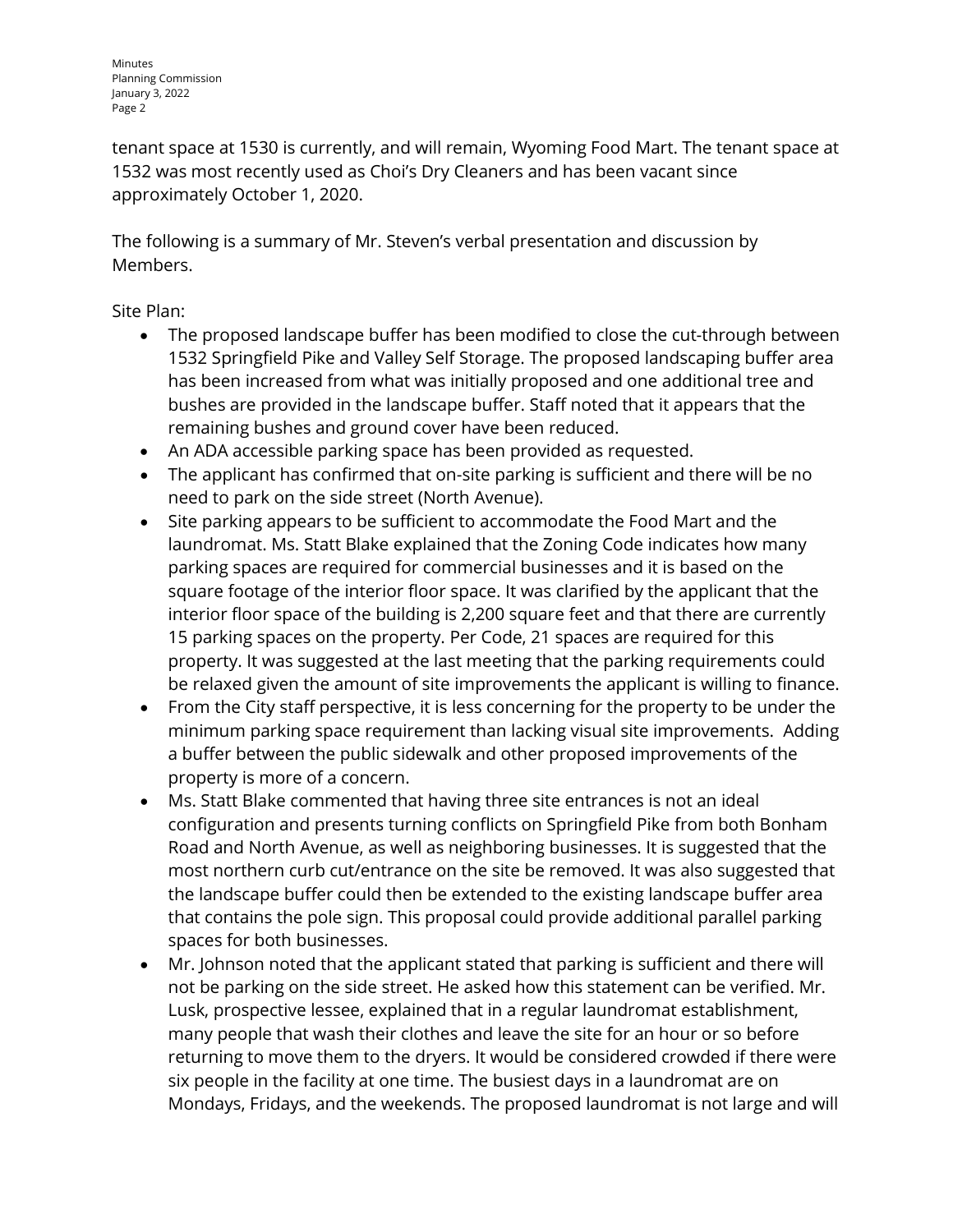tenant space at 1530 is currently, and will remain, Wyoming Food Mart. The tenant space at 1532 was most recently used as Choi's Dry Cleaners and has been vacant since approximately October 1, 2020.

The following is a summary of Mr. Steven's verbal presentation and discussion by Members.

Site Plan:

- The proposed landscape buffer has been modified to close the cut-through between 1532 Springfield Pike and Valley Self Storage. The proposed landscaping buffer area has been increased from what was initially proposed and one additional tree and bushes are provided in the landscape buffer. Staff noted that it appears that the remaining bushes and ground cover have been reduced.
- An ADA accessible parking space has been provided as requested.
- The applicant has confirmed that on-site parking is sufficient and there will be no need to park on the side street (North Avenue).
- Site parking appears to be sufficient to accommodate the Food Mart and the laundromat. Ms. Statt Blake explained that the Zoning Code indicates how many parking spaces are required for commercial businesses and it is based on the square footage of the interior floor space. It was clarified by the applicant that the interior floor space of the building is 2,200 square feet and that there are currently 15 parking spaces on the property. Per Code, 21 spaces are required for this property. It was suggested at the last meeting that the parking requirements could be relaxed given the amount of site improvements the applicant is willing to finance.
- From the City staff perspective, it is less concerning for the property to be under the minimum parking space requirement than lacking visual site improvements. Adding a buffer between the public sidewalk and other proposed improvements of the property is more of a concern.
- Ms. Statt Blake commented that having three site entrances is not an ideal configuration and presents turning conflicts on Springfield Pike from both Bonham Road and North Avenue, as well as neighboring businesses. It is suggested that the most northern curb cut/entrance on the site be removed. It was also suggested that the landscape buffer could then be extended to the existing landscape buffer area that contains the pole sign. This proposal could provide additional parallel parking spaces for both businesses.
- Mr. Johnson noted that the applicant stated that parking is sufficient and there will not be parking on the side street. He asked how this statement can be verified. Mr. Lusk, prospective lessee, explained that in a regular laundromat establishment, many people that wash their clothes and leave the site for an hour or so before returning to move them to the dryers. It would be considered crowded if there were six people in the facility at one time. The busiest days in a laundromat are on Mondays, Fridays, and the weekends. The proposed laundromat is not large and will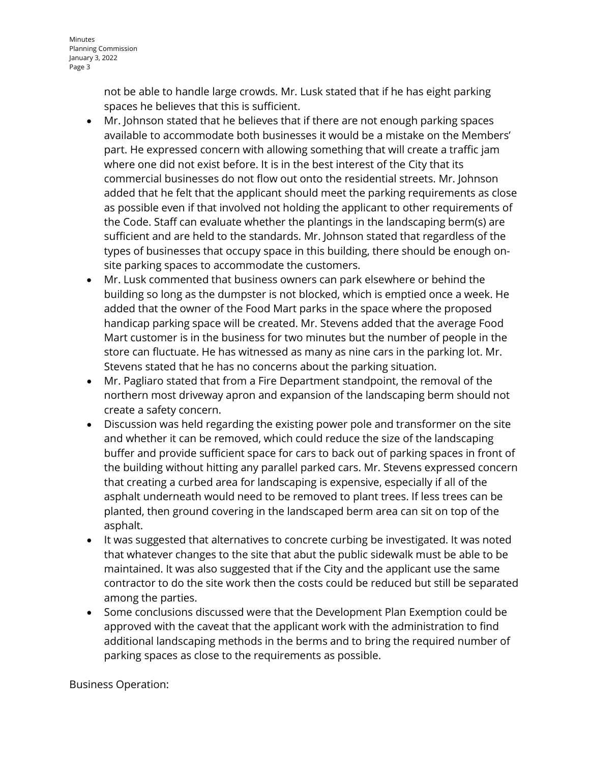not be able to handle large crowds. Mr. Lusk stated that if he has eight parking spaces he believes that this is sufficient.

- Mr. Johnson stated that he believes that if there are not enough parking spaces available to accommodate both businesses it would be a mistake on the Members' part. He expressed concern with allowing something that will create a traffic jam where one did not exist before. It is in the best interest of the City that its commercial businesses do not flow out onto the residential streets. Mr. Johnson added that he felt that the applicant should meet the parking requirements as close as possible even if that involved not holding the applicant to other requirements of the Code. Staff can evaluate whether the plantings in the landscaping berm(s) are sufficient and are held to the standards. Mr. Johnson stated that regardless of the types of businesses that occupy space in this building, there should be enough on-site parking spaces to accommodate the customers.
- Mr. Lusk commented that business owners can park elsewhere or behind the building so long as the dumpster is not blocked, which is emptied once a week. He added that the owner of the Food Mart parks in the space where the proposed handicap parking space will be created. Mr. Stevens added that the average Food Mart customer is in the business for two minutes but the number of people in the store can fluctuate. He has witnessed as many as nine cars in the parking lot. Mr. Stevens stated that he has no concerns about the parking situation.
- Mr. Pagliaro stated that from a Fire Department standpoint, the removal of the northern most driveway apron and expansion of the landscaping berm should not create a safety concern.
- Discussion was held regarding the existing power pole and transformer on the site and whether it can be removed, which could reduce the size of the landscaping buffer and provide sufficient space for cars to back out of parking spaces in front of the building without hitting any parallel parked cars. Mr. Stevens expressed concern that creating a curbed area for landscaping is expensive, especially if all of the asphalt underneath would need to be removed to plant trees. If less trees can be planted, then ground covering in the landscaped berm area can sit on top of the asphalt.
- It was suggested that alternatives to concrete curbing be investigated. It was noted that whatever changes to the site that abut the public sidewalk must be able to be maintained. It was also suggested that if the City and the applicant use the same contractor to do the site work then the costs could be reduced but still be separated among the parties.
- Some conclusions discussed were that the Development Plan Exemption could be approved with the caveat that the applicant work with the administration to find additional landscaping methods in the berms and to bring the required number of parking spaces as close to the requirements as possible.

Business Operation: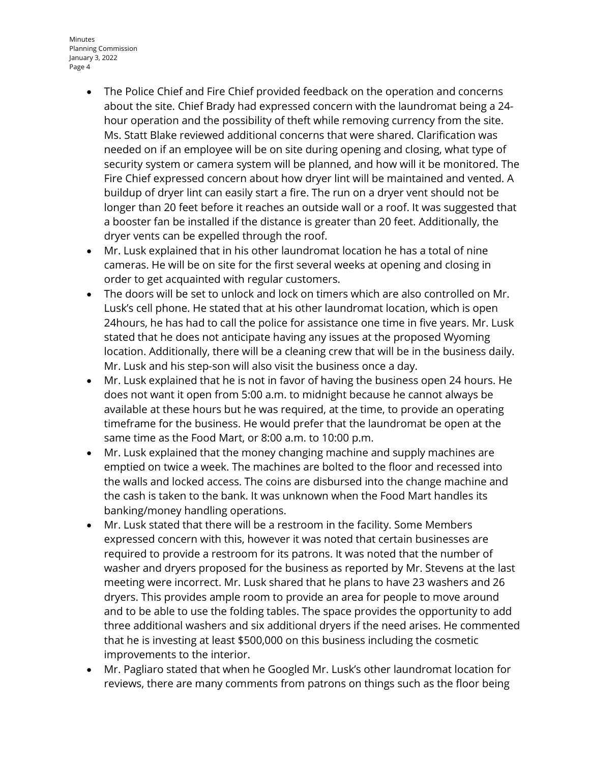- The Police Chief and Fire Chief provided feedback on the operation and concerns about the site. Chief Brady had expressed concern with the laundromat being a 24-hour operation and the possibility of theft while removing currency from the site. Ms. Statt Blake reviewed additional concerns that were shared. Clarification was needed on if an employee will be on site during opening and closing, what type of security system or camera system will be planned, and how will it be monitored. The Fire Chief expressed concern about how dryer lint will be maintained and vented. A buildup of dryer lint can easily start a fire. The run on a dryer vent should not be longer than 20 feet before it reaches an outside wall or a roof. It was suggested that a booster fan be installed if the distance is greater than 20 feet. Additionally, the dryer vents can be expelled through the roof.
- Mr. Lusk explained that in his other laundromat location he has a total of nine cameras. He will be on site for the first several weeks at opening and closing in order to get acquainted with regular customers.
- The doors will be set to unlock and lock on timers which are also controlled on Mr. Lusk's cell phone. He stated that at his other laundromat location, which is open 24hours, he has had to call the police for assistance one time in five years. Mr. Lusk stated that he does not anticipate having any issues at the proposed Wyoming location. Additionally, there will be a cleaning crew that will be in the business daily. Mr. Lusk and his step-son will also visit the business once a day.
- Mr. Lusk explained that he is not in favor of having the business open 24 hours. He does not want it open from 5:00 a.m. to midnight because he cannot always be available at these hours but he was required, at the time, to provide an operating timeframe for the business. He would prefer that the laundromat be open at the same time as the Food Mart, or 8:00 a.m. to 10:00 p.m.
- Mr. Lusk explained that the money changing machine and supply machines are emptied on twice a week. The machines are bolted to the floor and recessed into the walls and locked access. The coins are disbursed into the change machine and the cash is taken to the bank. It was unknown when the Food Mart handles its banking/money handling operations.
- Mr. Lusk stated that there will be a restroom in the facility. Some Members expressed concern with this, however it was noted that certain businesses are required to provide a restroom for its patrons. It was noted that the number of washer and dryers proposed for the business as reported by Mr. Stevens at the last meeting were incorrect. Mr. Lusk shared that he plans to have 23 washers and 26 dryers. This provides ample room to provide an area for people to move around and to be able to use the folding tables. The space provides the opportunity to add three additional washers and six additional dryers if the need arises. He commented that he is investing at least $500,000 on this business including the cosmetic improvements to the interior.
- Mr. Pagliaro stated that when he Googled Mr. Lusk's other laundromat location for reviews, there are many comments from patrons on things such as the floor being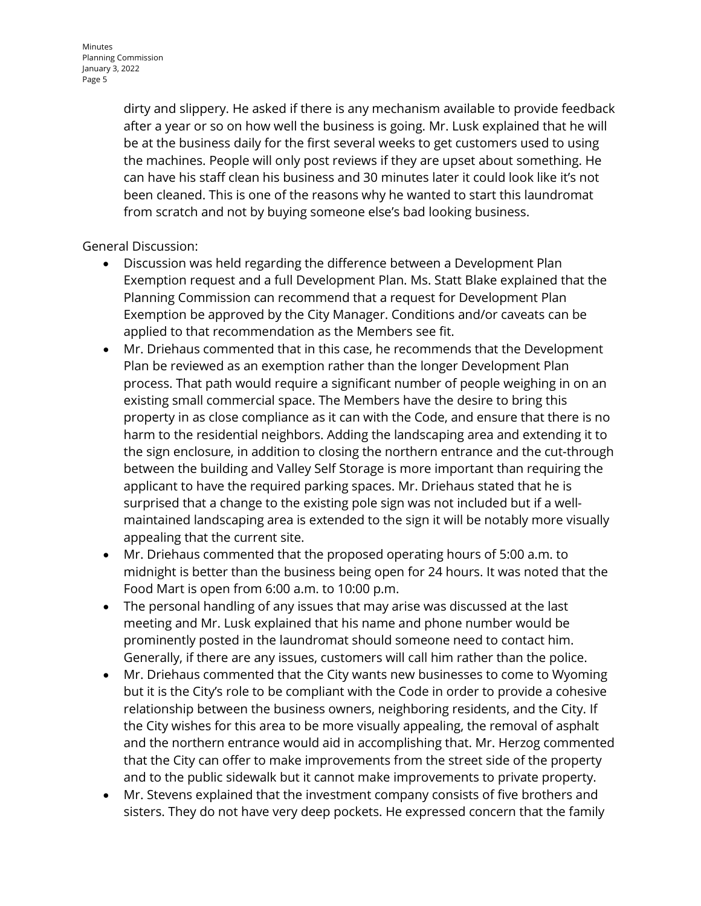dirty and slippery. He asked if there is any mechanism available to provide feedback after a year or so on how well the business is going. Mr. Lusk explained that he will be at the business daily for the first several weeks to get customers used to using the machines. People will only post reviews if they are upset about something. He can have his staff clean his business and 30 minutes later it could look like it's not been cleaned. This is one of the reasons why he wanted to start this laundromat from scratch and not by buying someone else's bad looking business.

General Discussion:

- Discussion was held regarding the difference between a Development Plan Exemption request and a full Development Plan. Ms. Statt Blake explained that the Planning Commission can recommend that a request for Development Plan Exemption be approved by the City Manager. Conditions and/or caveats can be applied to that recommendation as the Members see fit.
- Mr. Driehaus commented that in this case, he recommends that the Development Plan be reviewed as an exemption rather than the longer Development Plan process. That path would require a significant number of people weighing in on an existing small commercial space. The Members have the desire to bring this property in as close compliance as it can with the Code, and ensure that there is no harm to the residential neighbors. Adding the landscaping area and extending it to the sign enclosure, in addition to closing the northern entrance and the cut-through between the building and Valley Self Storage is more important than requiring the applicant to have the required parking spaces. Mr. Driehaus stated that he is surprised that a change to the existing pole sign was not included but if a well-maintained landscaping area is extended to the sign it will be notably more visually appealing that the current site.
- Mr. Driehaus commented that the proposed operating hours of 5:00 a.m. to midnight is better than the business being open for 24 hours. It was noted that the Food Mart is open from 6:00 a.m. to 10:00 p.m.
- The personal handling of any issues that may arise was discussed at the last meeting and Mr. Lusk explained that his name and phone number would be prominently posted in the laundromat should someone need to contact him. Generally, if there are any issues, customers will call him rather than the police.
- Mr. Driehaus commented that the City wants new businesses to come to Wyoming but it is the City's role to be compliant with the Code in order to provide a cohesive relationship between the business owners, neighboring residents, and the City. If the City wishes for this area to be more visually appealing, the removal of asphalt and the northern entrance would aid in accomplishing that. Mr. Herzog commented that the City can offer to make improvements from the street side of the property and to the public sidewalk but it cannot make improvements to private property.
- Mr. Stevens explained that the investment company consists of five brothers and sisters. They do not have very deep pockets. He expressed concern that the family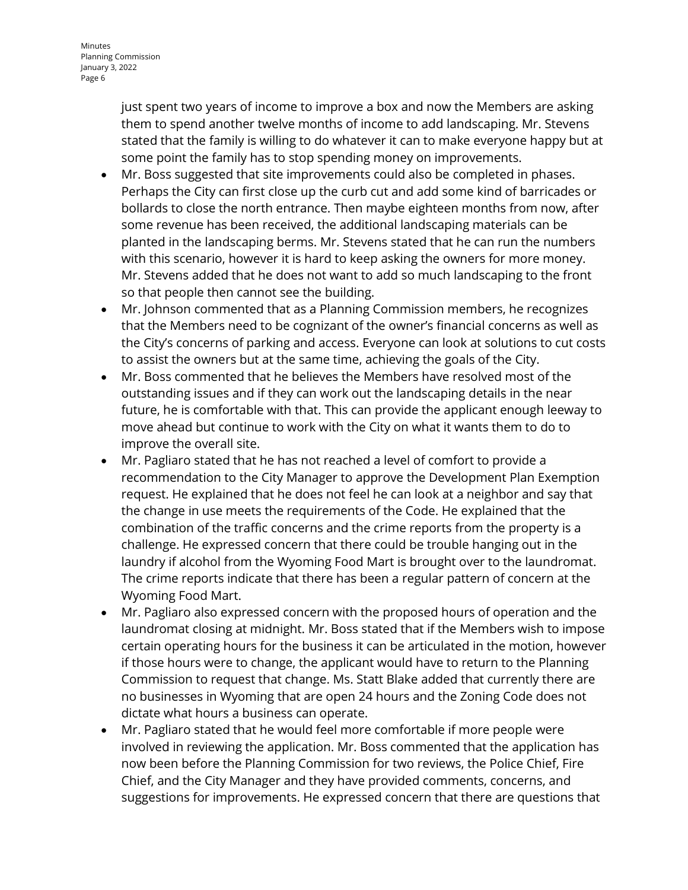just spent two years of income to improve a box and now the Members are asking them to spend another twelve months of income to add landscaping. Mr. Stevens stated that the family is willing to do whatever it can to make everyone happy but at some point the family has to stop spending money on improvements.

- Mr. Boss suggested that site improvements could also be completed in phases. Perhaps the City can first close up the curb cut and add some kind of barricades or bollards to close the north entrance. Then maybe eighteen months from now, after some revenue has been received, the additional landscaping materials can be planted in the landscaping berms. Mr. Stevens stated that he can run the numbers with this scenario, however it is hard to keep asking the owners for more money. Mr. Stevens added that he does not want to add so much landscaping to the front so that people then cannot see the building.
- Mr. Johnson commented that as a Planning Commission members, he recognizes that the Members need to be cognizant of the owner's financial concerns as well as the City's concerns of parking and access. Everyone can look at solutions to cut costs to assist the owners but at the same time, achieving the goals of the City.
- Mr. Boss commented that he believes the Members have resolved most of the outstanding issues and if they can work out the landscaping details in the near future, he is comfortable with that. This can provide the applicant enough leeway to move ahead but continue to work with the City on what it wants them to do to improve the overall site.
- Mr. Pagliaro stated that he has not reached a level of comfort to provide a recommendation to the City Manager to approve the Development Plan Exemption request. He explained that he does not feel he can look at a neighbor and say that the change in use meets the requirements of the Code. He explained that the combination of the traffic concerns and the crime reports from the property is a challenge. He expressed concern that there could be trouble hanging out in the laundry if alcohol from the Wyoming Food Mart is brought over to the laundromat. The crime reports indicate that there has been a regular pattern of concern at the Wyoming Food Mart.
- Mr. Pagliaro also expressed concern with the proposed hours of operation and the laundromat closing at midnight. Mr. Boss stated that if the Members wish to impose certain operating hours for the business it can be articulated in the motion, however if those hours were to change, the applicant would have to return to the Planning Commission to request that change. Ms. Statt Blake added that currently there are no businesses in Wyoming that are open 24 hours and the Zoning Code does not dictate what hours a business can operate.
- Mr. Pagliaro stated that he would feel more comfortable if more people were involved in reviewing the application. Mr. Boss commented that the application has now been before the Planning Commission for two reviews, the Police Chief, Fire Chief, and the City Manager and they have provided comments, concerns, and suggestions for improvements. He expressed concern that there are questions that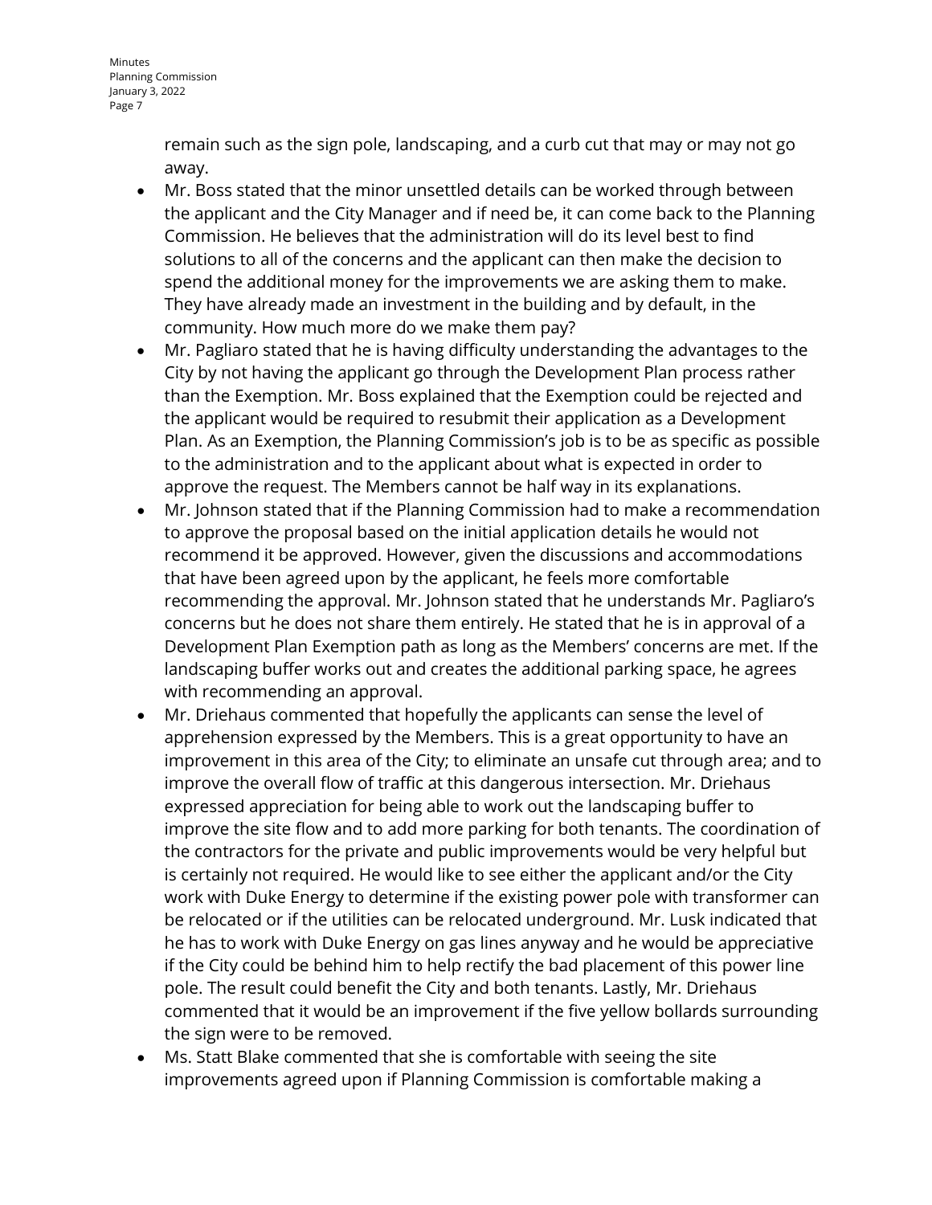remain such as the sign pole, landscaping, and a curb cut that may or may not go away.

- Mr. Boss stated that the minor unsettled details can be worked through between the applicant and the City Manager and if need be, it can come back to the Planning Commission. He believes that the administration will do its level best to find solutions to all of the concerns and the applicant can then make the decision to spend the additional money for the improvements we are asking them to make. They have already made an investment in the building and by default, in the community. How much more do we make them pay?
- Mr. Pagliaro stated that he is having difficulty understanding the advantages to the City by not having the applicant go through the Development Plan process rather than the Exemption. Mr. Boss explained that the Exemption could be rejected and the applicant would be required to resubmit their application as a Development Plan. As an Exemption, the Planning Commission's job is to be as specific as possible to the administration and to the applicant about what is expected in order to approve the request. The Members cannot be half way in its explanations.
- Mr. Johnson stated that if the Planning Commission had to make a recommendation to approve the proposal based on the initial application details he would not recommend it be approved. However, given the discussions and accommodations that have been agreed upon by the applicant, he feels more comfortable recommending the approval. Mr. Johnson stated that he understands Mr. Pagliaro's concerns but he does not share them entirely. He stated that he is in approval of a Development Plan Exemption path as long as the Members' concerns are met. If the landscaping buffer works out and creates the additional parking space, he agrees with recommending an approval.
- Mr. Driehaus commented that hopefully the applicants can sense the level of apprehension expressed by the Members. This is a great opportunity to have an improvement in this area of the City; to eliminate an unsafe cut through area; and to improve the overall flow of traffic at this dangerous intersection. Mr. Driehaus expressed appreciation for being able to work out the landscaping buffer to improve the site flow and to add more parking for both tenants. The coordination of the contractors for the private and public improvements would be very helpful but is certainly not required. He would like to see either the applicant and/or the City work with Duke Energy to determine if the existing power pole with transformer can be relocated or if the utilities can be relocated underground. Mr. Lusk indicated that he has to work with Duke Energy on gas lines anyway and he would be appreciative if the City could be behind him to help rectify the bad placement of this power line pole. The result could benefit the City and both tenants. Lastly, Mr. Driehaus commented that it would be an improvement if the five yellow bollards surrounding the sign were to be removed.
- Ms. Statt Blake commented that she is comfortable with seeing the site improvements agreed upon if Planning Commission is comfortable making a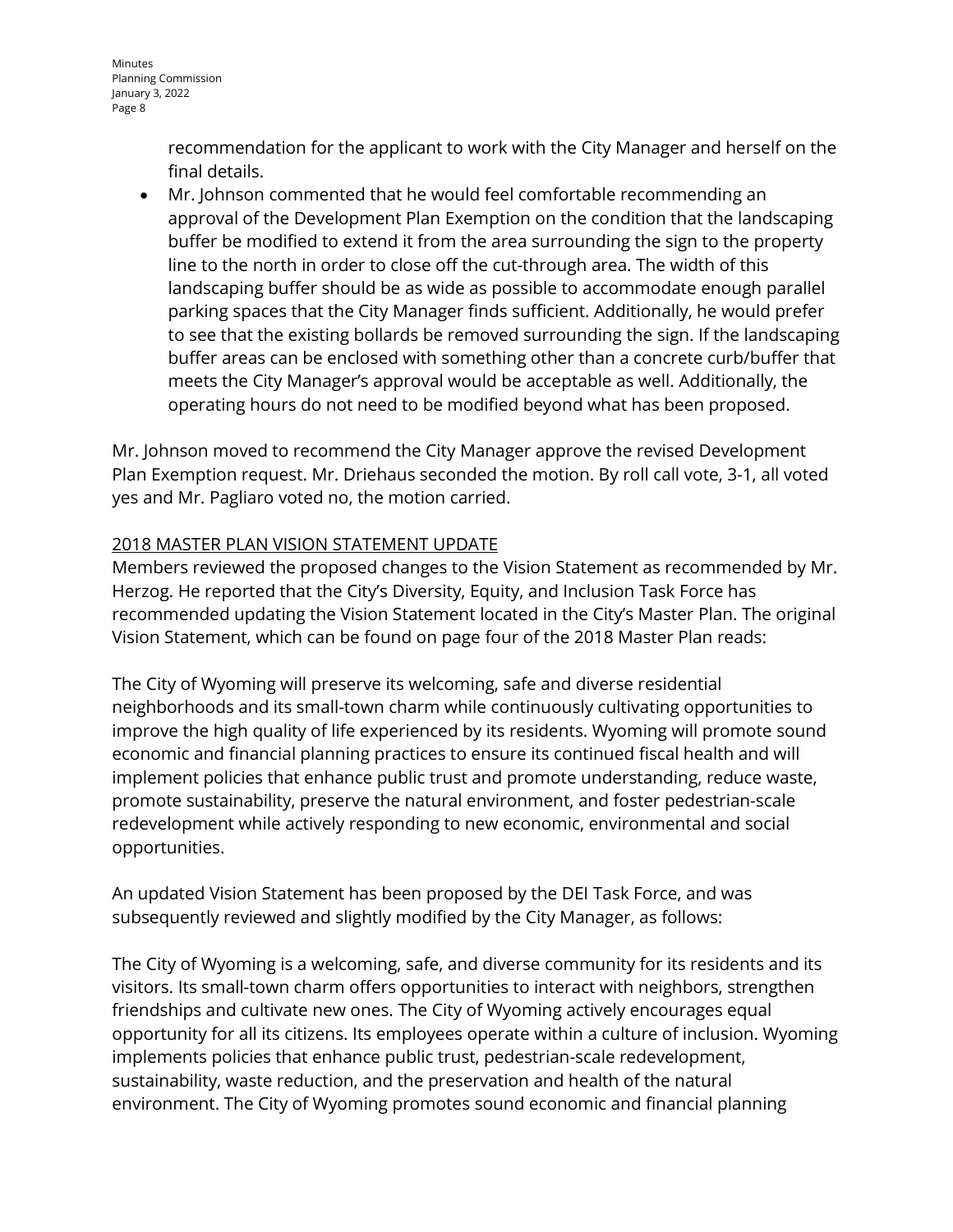recommendation for the applicant to work with the City Manager and herself on the final details.

- Mr. Johnson commented that he would feel comfortable recommending an approval of the Development Plan Exemption on the condition that the landscaping buffer be modified to extend it from the area surrounding the sign to the property line to the north in order to close off the cut-through area. The width of this landscaping buffer should be as wide as possible to accommodate enough parallel parking spaces that the City Manager finds sufficient. Additionally, he would prefer to see that the existing bollards be removed surrounding the sign. If the landscaping buffer areas can be enclosed with something other than a concrete curb/buffer that meets the City Manager's approval would be acceptable as well. Additionally, the operating hours do not need to be modified beyond what has been proposed.

Mr. Johnson moved to recommend the City Manager approve the revised Development Plan Exemption request. Mr. Driehaus seconded the motion. By roll call vote, 3-1, all voted yes and Mr. Pagliaro voted no, the motion carried.

## 2018 MASTER PLAN VISION STATEMENT UPDATE

Members reviewed the proposed changes to the Vision Statement as recommended by Mr. Herzog. He reported that the City's Diversity, Equity, and Inclusion Task Force has recommended updating the Vision Statement located in the City's Master Plan. The original Vision Statement, which can be found on page four of the 2018 Master Plan reads:

The City of Wyoming will preserve its welcoming, safe and diverse residential neighborhoods and its small-town charm while continuously cultivating opportunities to improve the high quality of life experienced by its residents. Wyoming will promote sound economic and financial planning practices to ensure its continued fiscal health and will implement policies that enhance public trust and promote understanding, reduce waste, promote sustainability, preserve the natural environment, and foster pedestrian-scale redevelopment while actively responding to new economic, environmental and social opportunities.

An updated Vision Statement has been proposed by the DEI Task Force, and was subsequently reviewed and slightly modified by the City Manager, as follows:

The City of Wyoming is a welcoming, safe, and diverse community for its residents and its visitors. Its small-town charm offers opportunities to interact with neighbors, strengthen friendships and cultivate new ones. The City of Wyoming actively encourages equal opportunity for all its citizens. Its employees operate within a culture of inclusion. Wyoming implements policies that enhance public trust, pedestrian-scale redevelopment, sustainability, waste reduction, and the preservation and health of the natural environment. The City of Wyoming promotes sound economic and financial planning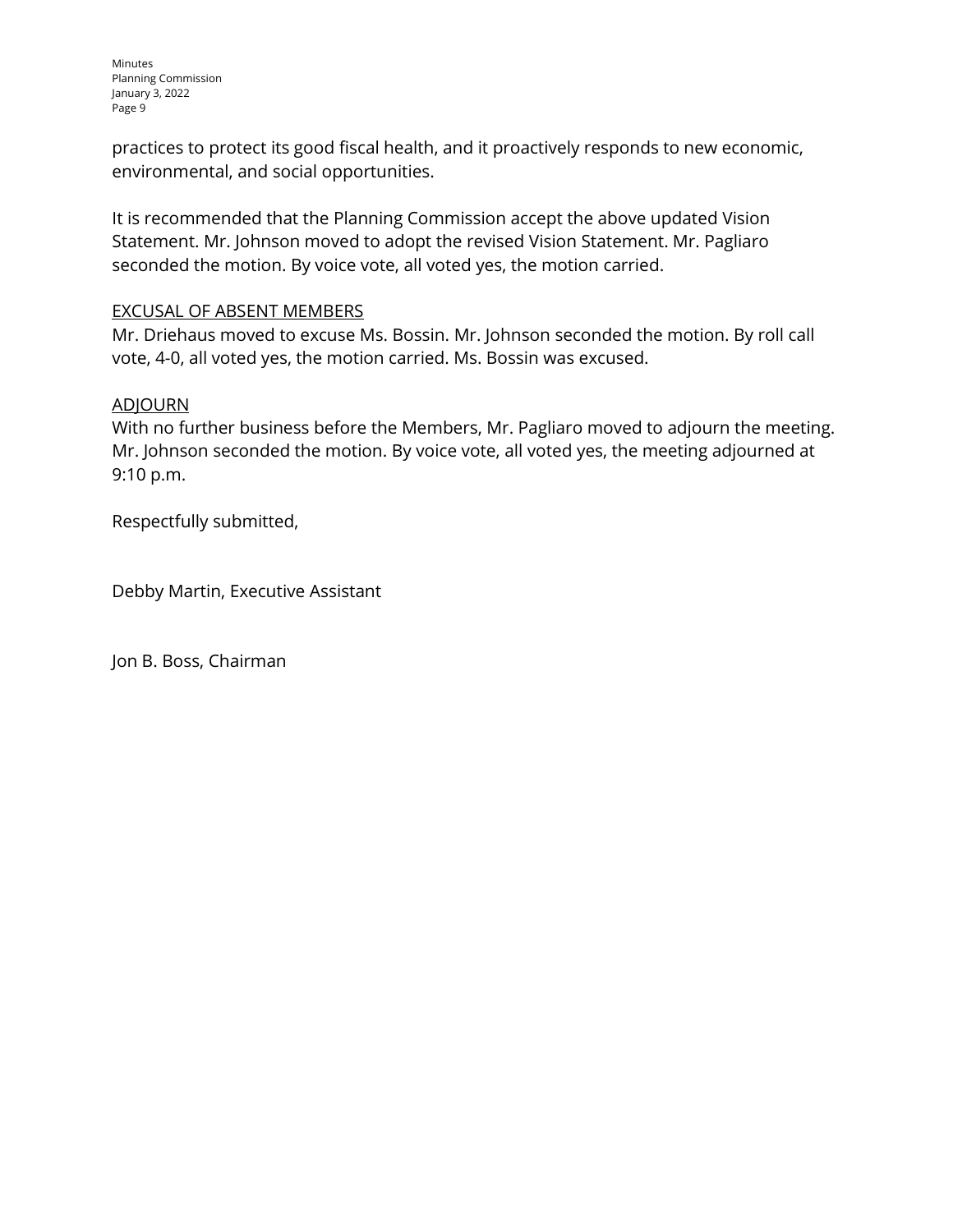practices to protect its good fiscal health, and it proactively responds to new economic, environmental, and social opportunities.

It is recommended that the Planning Commission accept the above updated Vision Statement. Mr. Johnson moved to adopt the revised Vision Statement. Mr. Pagliaro seconded the motion. By voice vote, all voted yes, the motion carried.

<u>EXCUSAL OF ABSENT MEMBERS</u>

Mr. Driehaus moved to excuse Ms. Bossin. Mr. Johnson seconded the motion. By roll call vote, 4-0, all voted yes, the motion carried. Ms. Bossin was excused.

<u>ADJOURN</u>

With no further business before the Members, Mr. Pagliaro moved to adjourn the meeting. Mr. Johnson seconded the motion. By voice vote, all voted yes, the meeting adjourned at 9:10 p.m.

Respectfully submitted,

Debby Martin, Executive Assistant

Jon B. Boss, Chairman